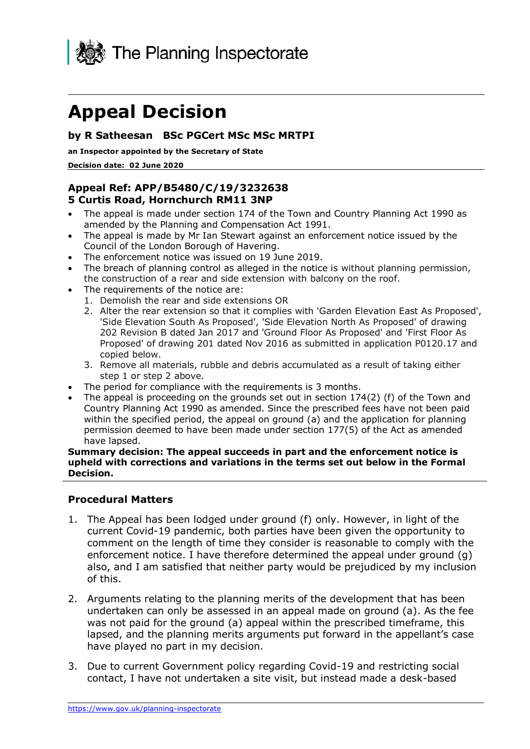The Planning Inspectorate

# Appeal Decision

### by R Satheesan BSc PGCert MSc MSc MRTPI

**an Inspector appointed by the Secretary of State**

**Decision date: 02 June 2020**

## Appeal Ref: APP/B5480/C/19/3232638
## 5 Curtis Road, Hornchurch RM11 3NP

- The appeal is made under section 174 of the Town and Country Planning Act 1990 as amended by the Planning and Compensation Act 1991.
- The appeal is made by Mr Ian Stewart against an enforcement notice issued by the Council of the London Borough of Havering.
- The enforcement notice was issued on 19 June 2019.
- The breach of planning control as alleged in the notice is without planning permission, the construction of a rear and side extension with balcony on the roof.
- The requirements of the notice are:
  1. Demolish the rear and side extensions OR
  2. Alter the rear extension so that it complies with 'Garden Elevation East As Proposed', 'Side Elevation South As Proposed', 'Side Elevation North As Proposed' of drawing 202 Revision B dated Jan 2017 and 'Ground Floor As Proposed' and 'First Floor As Proposed' of drawing 201 dated Nov 2016 as submitted in application P0120.17 and copied below.
  3. Remove all materials, rubble and debris accumulated as a result of taking either step 1 or step 2 above.
- The period for compliance with the requirements is 3 months.
- The appeal is proceeding on the grounds set out in section 174(2) (f) of the Town and Country Planning Act 1990 as amended. Since the prescribed fees have not been paid within the specified period, the appeal on ground (a) and the application for planning permission deemed to have been made under section 177(5) of the Act as amended have lapsed.

**Summary decision: The appeal succeeds in part and the enforcement notice is upheld with corrections and variations in the terms set out below in the Formal Decision.**

### Procedural Matters

1. The Appeal has been lodged under ground (f) only. However, in light of the current Covid-19 pandemic, both parties have been given the opportunity to comment on the length of time they consider is reasonable to comply with the enforcement notice. I have therefore determined the appeal under ground (g) also, and I am satisfied that neither party would be prejudiced by my inclusion of this.

2. Arguments relating to the planning merits of the development that has been undertaken can only be assessed in an appeal made on ground (a). As the fee was not paid for the ground (a) appeal within the prescribed timeframe, this lapsed, and the planning merits arguments put forward in the appellant's case have played no part in my decision.

3. Due to current Government policy regarding Covid-19 and restricting social contact, I have not undertaken a site visit, but instead made a desk-based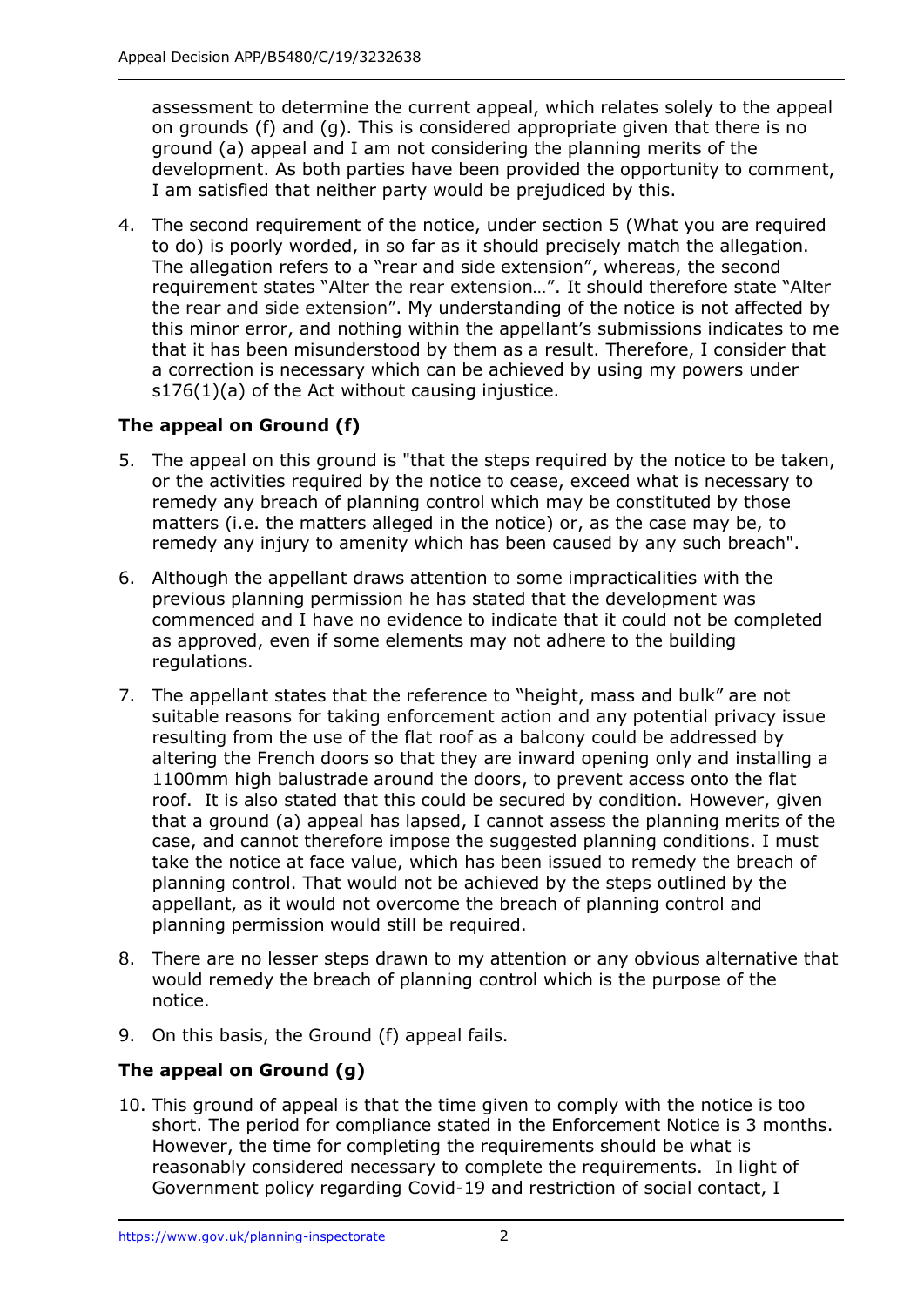assessment to determine the current appeal, which relates solely to the appeal on grounds (f) and (g). This is considered appropriate given that there is no ground (a) appeal and I am not considering the planning merits of the development. As both parties have been provided the opportunity to comment, I am satisfied that neither party would be prejudiced by this.

4. The second requirement of the notice, under section 5 (What you are required to do) is poorly worded, in so far as it should precisely match the allegation. The allegation refers to a "rear and side extension", whereas, the second requirement states "Alter the rear extension…". It should therefore state "Alter the rear and side extension". My understanding of the notice is not affected by this minor error, and nothing within the appellant's submissions indicates to me that it has been misunderstood by them as a result. Therefore, I consider that a correction is necessary which can be achieved by using my powers under s176(1)(a) of the Act without causing injustice.

### The appeal on Ground (f)

5. The appeal on this ground is "that the steps required by the notice to be taken, or the activities required by the notice to cease, exceed what is necessary to remedy any breach of planning control which may be constituted by those matters (i.e. the matters alleged in the notice) or, as the case may be, to remedy any injury to amenity which has been caused by any such breach".

6. Although the appellant draws attention to some impracticalities with the previous planning permission he has stated that the development was commenced and I have no evidence to indicate that it could not be completed as approved, even if some elements may not adhere to the building regulations.

7. The appellant states that the reference to "height, mass and bulk" are not suitable reasons for taking enforcement action and any potential privacy issue resulting from the use of the flat roof as a balcony could be addressed by altering the French doors so that they are inward opening only and installing a 1100mm high balustrade around the doors, to prevent access onto the flat roof. It is also stated that this could be secured by condition. However, given that a ground (a) appeal has lapsed, I cannot assess the planning merits of the case, and cannot therefore impose the suggested planning conditions. I must take the notice at face value, which has been issued to remedy the breach of planning control. That would not be achieved by the steps outlined by the appellant, as it would not overcome the breach of planning control and planning permission would still be required.

8. There are no lesser steps drawn to my attention or any obvious alternative that would remedy the breach of planning control which is the purpose of the notice.

9. On this basis, the Ground (f) appeal fails.

### The appeal on Ground (g)

10. This ground of appeal is that the time given to comply with the notice is too short. The period for compliance stated in the Enforcement Notice is 3 months. However, the time for completing the requirements should be what is reasonably considered necessary to complete the requirements. In light of Government policy regarding Covid-19 and restriction of social contact, I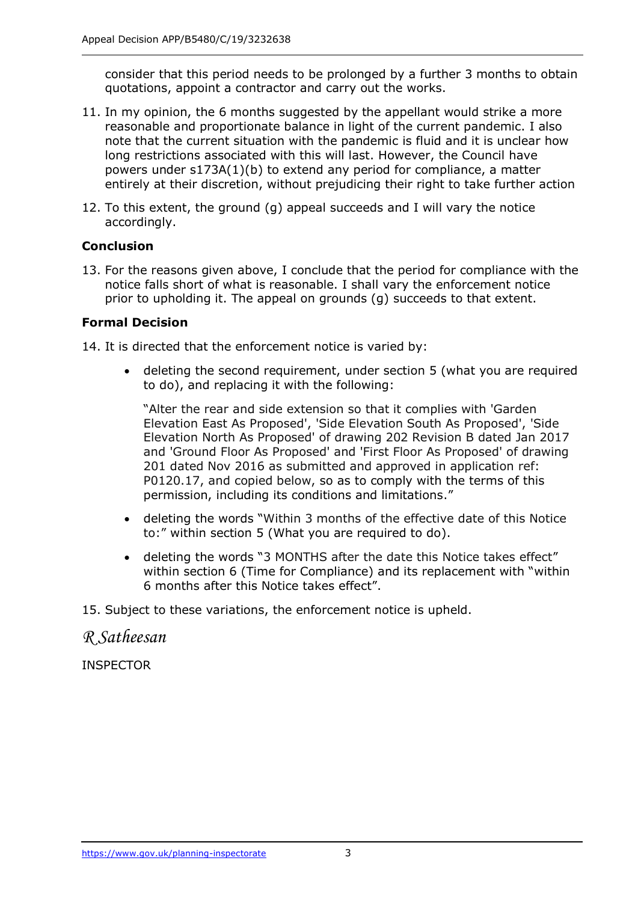consider that this period needs to be prolonged by a further 3 months to obtain quotations, appoint a contractor and carry out the works.

11. In my opinion, the 6 months suggested by the appellant would strike a more reasonable and proportionate balance in light of the current pandemic. I also note that the current situation with the pandemic is fluid and it is unclear how long restrictions associated with this will last. However, the Council have powers under s173A(1)(b) to extend any period for compliance, a matter entirely at their discretion, without prejudicing their right to take further action

12. To this extent, the ground (g) appeal succeeds and I will vary the notice accordingly.

### Conclusion

13. For the reasons given above, I conclude that the period for compliance with the notice falls short of what is reasonable. I shall vary the enforcement notice prior to upholding it. The appeal on grounds (g) succeeds to that extent.

### Formal Decision

14. It is directed that the enforcement notice is varied by:

    - deleting the second requirement, under section 5 (what you are required to do), and replacing it with the following:

      "Alter the rear and side extension so that it complies with 'Garden Elevation East As Proposed', 'Side Elevation South As Proposed', 'Side Elevation North As Proposed' of drawing 202 Revision B dated Jan 2017 and 'Ground Floor As Proposed' and 'First Floor As Proposed' of drawing 201 dated Nov 2016 as submitted and approved in application ref: P0120.17, and copied below, so as to comply with the terms of this permission, including its conditions and limitations."

    - deleting the words "Within 3 months of the effective date of this Notice to:" within section 5 (What you are required to do).

    - deleting the words "3 MONTHS after the date this Notice takes effect" within section 6 (Time for Compliance) and its replacement with "within 6 months after this Notice takes effect".

15. Subject to these variations, the enforcement notice is upheld.

*R Satheesan*

INSPECTOR